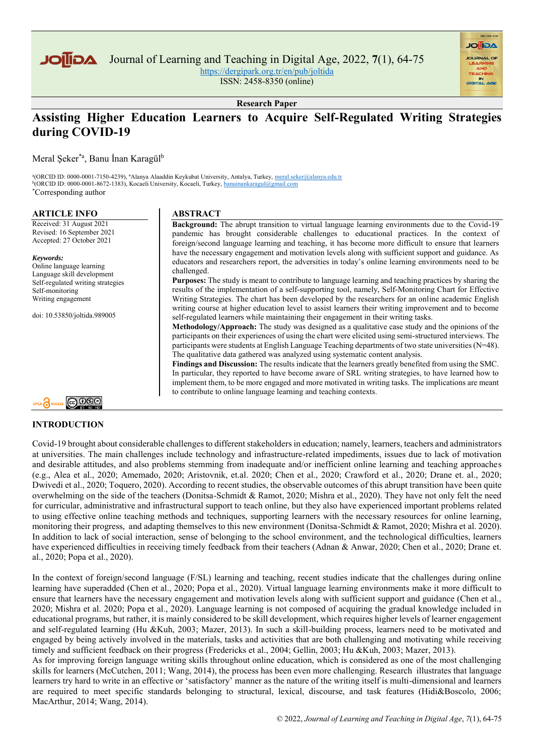Research Paper

# Assisting Higher Education Learners to Acquire Self-Regulated Writing Strategies during COVID-19

Meral Şeker[*a], Banu İnan Karagül[b]

[a](ORCID ID: 0000-0001-7150-4239), [a]Alanya Alaaddin Keykubat University, Antalya, Turkey, meral.seker@alanya.edu.tr
[b](ORCID ID: 0000-0001-8672-1383), Kocaeli University, Kocaeli, Turkey, banuinankaragul@gmail.com
[*]Corresponding author

## ARTICLE INFO

Received: 31 August 2021
Revised: 16 September 2021
Accepted: 27 October 2021

***Keywords:***
Online language learning
Language skill development
Self-regulated writing strategies
Self-monitoring
Writing engagement

doi: 10.53850/joltida.989005

## ABSTRACT

**Background:** The abrupt transition to virtual language learning environments due to the Covid-19 pandemic has brought considerable challenges to educational practices. In the context of foreign/second language learning and teaching, it has become more difficult to ensure that learners have the necessary engagement and motivation levels along with sufficient support and guidance. As educators and researchers report, the adversities in today's online learning environments need to be challenged.

**Purposes:** The study is meant to contribute to language learning and teaching practices by sharing the results of the implementation of a self-supporting tool, namely, Self-Monitoring Chart for Effective Writing Strategies. The chart has been developed by the researchers for an online academic English writing course at higher education level to assist learners their writing improvement and to become self-regulated learners while maintaining their engagement in their writing tasks.

**Methodology/Approach:** The study was designed as a qualitative case study and the opinions of the participants on their experiences of using the chart were elicited using semi-structured interviews. The participants were students at English Language Teaching departments of two state universities (N=48). The qualitative data gathered was analyzed using systematic content analysis.

**Findings and Discussion:** The results indicate that the learners greatly benefited from using the SMC. In particular, they reported to have become aware of SRL writing strategies, to have learned how to implement them, to be more engaged and more motivated in writing tasks. The implications are meant to contribute to online language learning and teaching contexts.

## INTRODUCTION

Covid-19 brought about considerable challenges to different stakeholders in education; namely, learners, teachers and administrators at universities. The main challenges include technology and infrastructure-related impediments, issues due to lack of motivation and desirable attitudes, and also problems stemming from inadequate and/or inefficient online learning and teaching approaches (e.g., Alea et al., 2020; Amemado, 2020; Aristovnik, et.al. 2020; Chen et al., 2020; Crawford et al., 2020; Drane et. al., 2020; Dwivedi et al., 2020; Toquero, 2020). According to recent studies, the observable outcomes of this abrupt transition have been quite overwhelming on the side of the teachers (Donitsa-Schmidt & Ramot, 2020; Mishra et al., 2020). They have not only felt the need for curricular, administrative and infrastructural support to teach online, but they also have experienced important problems related to using effective online teaching methods and techniques, supporting learners with the necessary resources for online learning, monitoring their progress, and adapting themselves to this new environment (Donitsa-Schmidt & Ramot, 2020; Mishra et al. 2020). In addition to lack of social interaction, sense of belonging to the school environment, and the technological difficulties, learners have experienced difficulties in receiving timely feedback from their teachers (Adnan & Anwar, 2020; Chen et al., 2020; Drane et. al., 2020; Popa et al., 2020).

In the context of foreign/second language (F/SL) learning and teaching, recent studies indicate that the challenges during online learning have superadded (Chen et al., 2020; Popa et al., 2020). Virtual language learning environments make it more difficult to ensure that learners have the necessary engagement and motivation levels along with sufficient support and guidance (Chen et al., 2020; Mishra et al. 2020; Popa et al., 2020). Language learning is not composed of acquiring the gradual knowledge included in educational programs, but rather, it is mainly considered to be skill development, which requires higher levels of learner engagement and self-regulated learning (Hu &Kuh, 2003; Mazer, 2013). In such a skill-building process, learners need to be motivated and engaged by being actively involved in the materials, tasks and activities that are both challenging and motivating while receiving timely and sufficient feedback on their progress (Fredericks et al., 2004; Gellin, 2003; Hu &Kuh, 2003; Mazer, 2013).

As for improving foreign language writing skills throughout online education, which is considered as one of the most challenging skills for learners (McCutchen, 2011; Wang, 2014), the process has been even more challenging. Research illustrates that language learners try hard to write in an effective or 'satisfactory' manner as the nature of the writing itself is multi-dimensional and learners are required to meet specific standards belonging to structural, lexical, discourse, and task features (Hidi&Boscolo, 2006; MacArthur, 2014; Wang, 2014).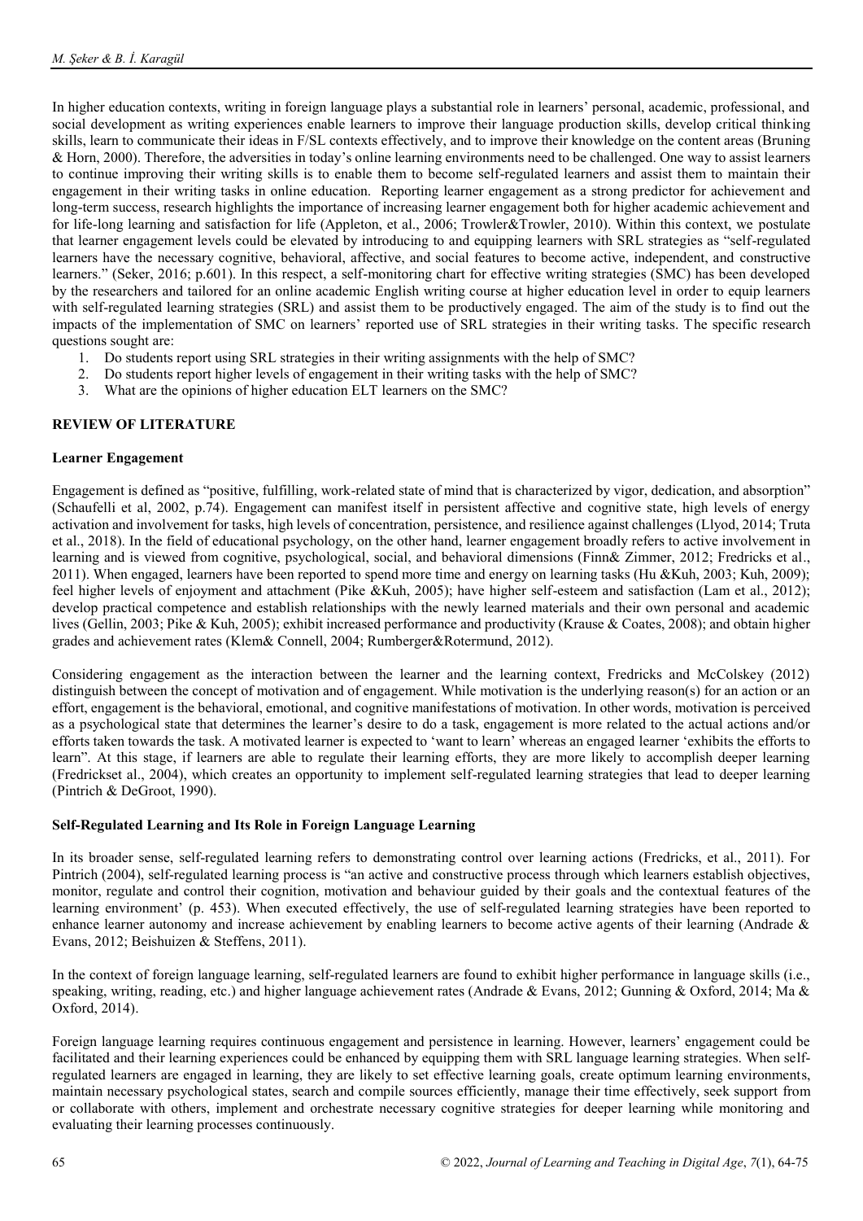In higher education contexts, writing in foreign language plays a substantial role in learners' personal, academic, professional, and social development as writing experiences enable learners to improve their language production skills, develop critical thinking skills, learn to communicate their ideas in F/SL contexts effectively, and to improve their knowledge on the content areas (Bruning & Horn, 2000). Therefore, the adversities in today's online learning environments need to be challenged. One way to assist learners to continue improving their writing skills is to enable them to become self-regulated learners and assist them to maintain their engagement in their writing tasks in online education. Reporting learner engagement as a strong predictor for achievement and long-term success, research highlights the importance of increasing learner engagement both for higher academic achievement and for life-long learning and satisfaction for life (Appleton, et al., 2006; Trowler&Trowler, 2010). Within this context, we postulate that learner engagement levels could be elevated by introducing to and equipping learners with SRL strategies as "self-regulated learners have the necessary cognitive, behavioral, affective, and social features to become active, independent, and constructive learners." (Seker, 2016; p.601). In this respect, a self-monitoring chart for effective writing strategies (SMC) has been developed by the researchers and tailored for an online academic English writing course at higher education level in order to equip learners with self-regulated learning strategies (SRL) and assist them to be productively engaged. The aim of the study is to find out the impacts of the implementation of SMC on learners' reported use of SRL strategies in their writing tasks. The specific research questions sought are:

1. Do students report using SRL strategies in their writing assignments with the help of SMC?
2. Do students report higher levels of engagement in their writing tasks with the help of SMC?
3. What are the opinions of higher education ELT learners on the SMC?

## REVIEW OF LITERATURE

### Learner Engagement

Engagement is defined as "positive, fulfilling, work-related state of mind that is characterized by vigor, dedication, and absorption" (Schaufelli et al, 2002, p.74). Engagement can manifest itself in persistent affective and cognitive state, high levels of energy activation and involvement for tasks, high levels of concentration, persistence, and resilience against challenges (Llyod, 2014; Truta et al., 2018). In the field of educational psychology, on the other hand, learner engagement broadly refers to active involvement in learning and is viewed from cognitive, psychological, social, and behavioral dimensions (Finn& Zimmer, 2012; Fredricks et al., 2011). When engaged, learners have been reported to spend more time and energy on learning tasks (Hu &Kuh, 2003; Kuh, 2009); feel higher levels of enjoyment and attachment (Pike &Kuh, 2005); have higher self-esteem and satisfaction (Lam et al., 2012); develop practical competence and establish relationships with the newly learned materials and their own personal and academic lives (Gellin, 2003; Pike & Kuh, 2005); exhibit increased performance and productivity (Krause & Coates, 2008); and obtain higher grades and achievement rates (Klem& Connell, 2004; Rumberger&Rotermund, 2012).

Considering engagement as the interaction between the learner and the learning context, Fredricks and McColskey (2012) distinguish between the concept of motivation and of engagement. While motivation is the underlying reason(s) for an action or an effort, engagement is the behavioral, emotional, and cognitive manifestations of motivation. In other words, motivation is perceived as a psychological state that determines the learner's desire to do a task, engagement is more related to the actual actions and/or efforts taken towards the task. A motivated learner is expected to 'want to learn' whereas an engaged learner 'exhibits the efforts to learn". At this stage, if learners are able to regulate their learning efforts, they are more likely to accomplish deeper learning (Fredrickset al., 2004), which creates an opportunity to implement self-regulated learning strategies that lead to deeper learning (Pintrich & DeGroot, 1990).

### Self-Regulated Learning and Its Role in Foreign Language Learning

In its broader sense, self-regulated learning refers to demonstrating control over learning actions (Fredricks, et al., 2011). For Pintrich (2004), self-regulated learning process is "an active and constructive process through which learners establish objectives, monitor, regulate and control their cognition, motivation and behaviour guided by their goals and the contextual features of the learning environment' (p. 453). When executed effectively, the use of self-regulated learning strategies have been reported to enhance learner autonomy and increase achievement by enabling learners to become active agents of their learning (Andrade & Evans, 2012; Beishuizen & Steffens, 2011).

In the context of foreign language learning, self-regulated learners are found to exhibit higher performance in language skills (i.e., speaking, writing, reading, etc.) and higher language achievement rates (Andrade & Evans, 2012; Gunning & Oxford, 2014; Ma & Oxford, 2014).

Foreign language learning requires continuous engagement and persistence in learning. However, learners' engagement could be facilitated and their learning experiences could be enhanced by equipping them with SRL language learning strategies. When self-regulated learners are engaged in learning, they are likely to set effective learning goals, create optimum learning environments, maintain necessary psychological states, search and compile sources efficiently, manage their time effectively, seek support from or collaborate with others, implement and orchestrate necessary cognitive strategies for deeper learning while monitoring and evaluating their learning processes continuously.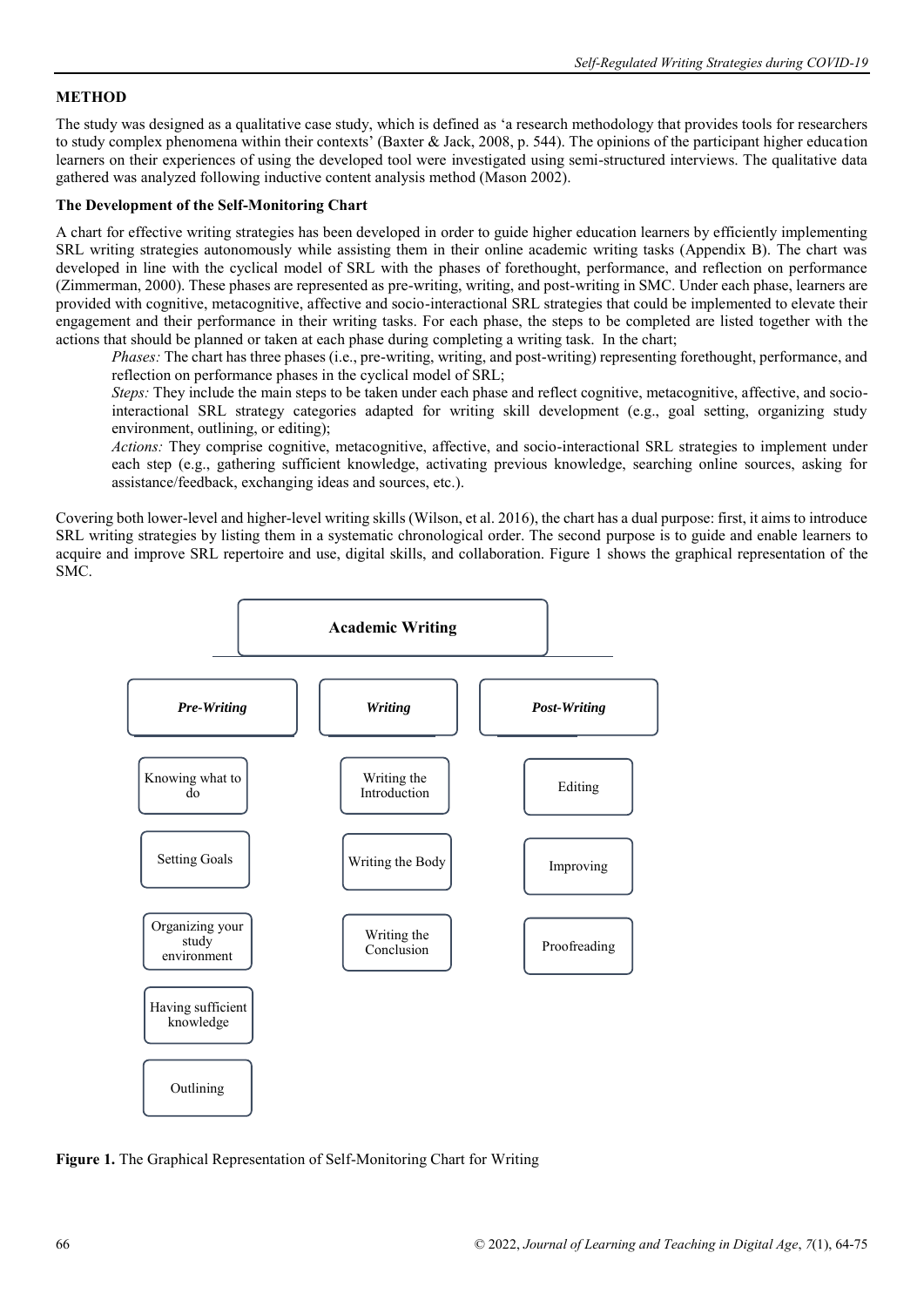## METHOD

The study was designed as a qualitative case study, which is defined as 'a research methodology that provides tools for researchers to study complex phenomena within their contexts' (Baxter & Jack, 2008, p. 544). The opinions of the participant higher education learners on their experiences of using the developed tool were investigated using semi-structured interviews. The qualitative data gathered was analyzed following inductive content analysis method (Mason 2002).

### The Development of the Self-Monitoring Chart

A chart for effective writing strategies has been developed in order to guide higher education learners by efficiently implementing SRL writing strategies autonomously while assisting them in their online academic writing tasks (Appendix B). The chart was developed in line with the cyclical model of SRL with the phases of forethought, performance, and reflection on performance (Zimmerman, 2000). These phases are represented as pre-writing, writing, and post-writing in SMC. Under each phase, learners are provided with cognitive, metacognitive, affective and socio-interactional SRL strategies that could be implemented to elevate their engagement and their performance in their writing tasks. For each phase, the steps to be completed are listed together with the actions that should be planned or taken at each phase during completing a writing task. In the chart;

*Phases:* The chart has three phases (i.e., pre-writing, writing, and post-writing) representing forethought, performance, and reflection on performance phases in the cyclical model of SRL;

*Steps:* They include the main steps to be taken under each phase and reflect cognitive, metacognitive, affective, and socio-interactional SRL strategy categories adapted for writing skill development (e.g., goal setting, organizing study environment, outlining, or editing);

*Actions:* They comprise cognitive, metacognitive, affective, and socio-interactional SRL strategies to implement under each step (e.g., gathering sufficient knowledge, activating previous knowledge, searching online sources, asking for assistance/feedback, exchanging ideas and sources, etc.).

Covering both lower-level and higher-level writing skills (Wilson, et al. 2016), the chart has a dual purpose: first, it aims to introduce SRL writing strategies by listing them in a systematic chronological order. The second purpose is to guide and enable learners to acquire and improve SRL repertoire and use, digital skills, and collaboration. Figure 1 shows the graphical representation of the SMC.

**Academic Writing**

| *Pre-Writing* | *Writing* | *Post-Writing* |
|---|---|---|
| Knowing what to do | Writing the Introduction | Editing |
| Setting Goals | Writing the Body | Improving |
| Organizing your study environment | Writing the Conclusion | Proofreading |
| Having sufficient knowledge | | |
| Outlining | | |

**Figure 1.** The Graphical Representation of Self-Monitoring Chart for Writing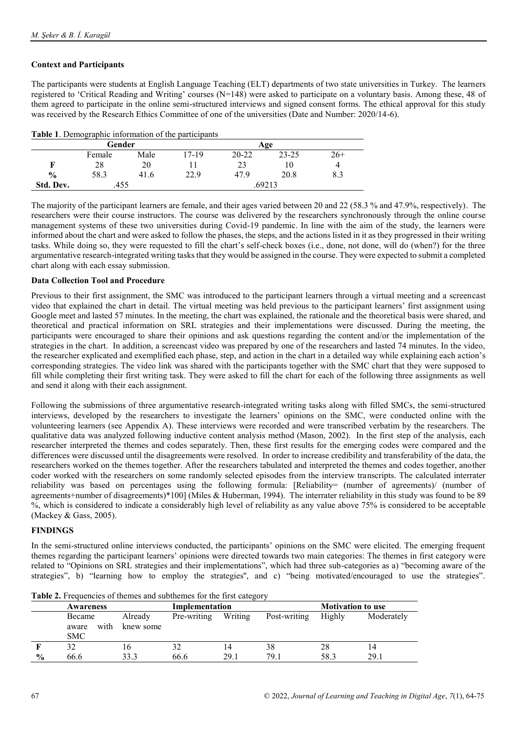### Context and Participants

The participants were students at English Language Teaching (ELT) departments of two state universities in Turkey. The learners registered to 'Critical Reading and Writing' courses (N=148) were asked to participate on a voluntary basis. Among these, 48 of them agreed to participate in the online semi-structured interviews and signed consent forms. The ethical approval for this study was received by the Research Ethics Committee of one of the universities (Date and Number: 2020/14-6).

**Table 1**. Demographic information of the participants

| | Gender | | Age | | | |
|---|---|---|---|---|---|---|
| | Female | Male | 17-19 | 20-22 | 23-25 | 26+ |
| **F** | 28 | 20 | 11 | 23 | 10 | 4 |
| **%** | 58.3 | 41.6 | 22.9 | 47.9 | 20.8 | 8.3 |
| **Std. Dev.** | .455 | | .69213 | | | |

The majority of the participant learners are female, and their ages varied between 20 and 22 (58.3 % and 47.9%, respectively). The researchers were their course instructors. The course was delivered by the researchers synchronously through the online course management systems of these two universities during Covid-19 pandemic. In line with the aim of the study, the learners were informed about the chart and were asked to follow the phases, the steps, and the actions listed in it as they progressed in their writing tasks. While doing so, they were requested to fill the chart's self-check boxes (i.e., done, not done, will do (when?) for the three argumentative research-integrated writing tasks that they would be assigned in the course. They were expected to submit a completed chart along with each essay submission.

### Data Collection Tool and Procedure

Previous to their first assignment, the SMC was introduced to the participant learners through a virtual meeting and a screencast video that explained the chart in detail. The virtual meeting was held previous to the participant learners' first assignment using Google meet and lasted 57 minutes. In the meeting, the chart was explained, the rationale and the theoretical basis were shared, and theoretical and practical information on SRL strategies and their implementations were discussed. During the meeting, the participants were encouraged to share their opinions and ask questions regarding the content and/or the implementation of the strategies in the chart. In addition, a screencast video was prepared by one of the researchers and lasted 74 minutes. In the video, the researcher explicated and exemplified each phase, step, and action in the chart in a detailed way while explaining each action's corresponding strategies. The video link was shared with the participants together with the SMC chart that they were supposed to fill while completing their first writing task. They were asked to fill the chart for each of the following three assignments as well and send it along with their each assignment.

Following the submissions of three argumentative research-integrated writing tasks along with filled SMCs, the semi-structured interviews, developed by the researchers to investigate the learners' opinions on the SMC, were conducted online with the volunteering learners (see Appendix A). These interviews were recorded and were transcribed verbatim by the researchers. The qualitative data was analyzed following inductive content analysis method (Mason, 2002). In the first step of the analysis, each researcher interpreted the themes and codes separately. Then, these first results for the emerging codes were compared and the differences were discussed until the disagreements were resolved. In order to increase credibility and transferability of the data, the researchers worked on the themes together. After the researchers tabulated and interpreted the themes and codes together, another coder worked with the researchers on some randomly selected episodes from the interview transcripts. The calculated interrater reliability was based on percentages using the following formula: [Reliability= (number of agreements)/ (number of agreements+number of disagreements)*100] (Miles & Huberman, 1994). The interrater reliability in this study was found to be 89 %, which is considered to indicate a considerably high level of reliability as any value above 75% is considered to be acceptable (Mackey & Gass, 2005).

## FINDINGS

In the semi-structured online interviews conducted, the participants' opinions on the SMC were elicited. The emerging frequent themes regarding the participant learners' opinions were directed towards two main categories: The themes in first category were related to "Opinions on SRL strategies and their implementations", which had three sub-categories as a) "becoming aware of the strategies", b) "learning how to employ the strategies", and c) "being motivated/encouraged to use the strategies".

**Table 2.** Frequencies of themes and subthemes for the first category

| | Awareness | | Implementation | | | Motivation to use | |
|---|---|---|---|---|---|---|---|
| | Became aware with SMC | Already knew some | Pre-writing | Writing | Post-writing | Highly | Moderately |
| **F** | 32 | 16 | 32 | 14 | 38 | 28 | 14 |
| **%** | 66.6 | 33.3 | 66.6 | 29.1 | 79.1 | 58.3 | 29.1 |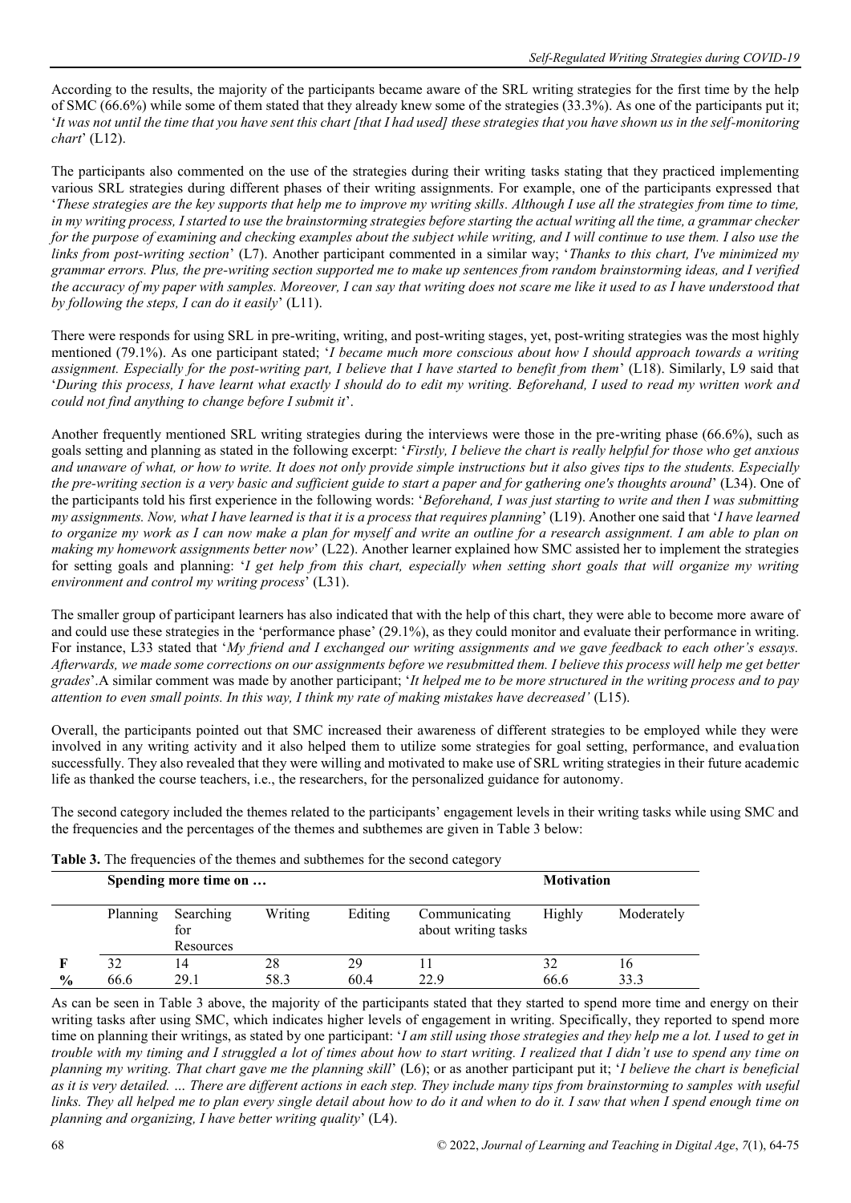According to the results, the majority of the participants became aware of the SRL writing strategies for the first time by the help of SMC (66.6%) while some of them stated that they already knew some of the strategies (33.3%). As one of the participants put it; '*It was not until the time that you have sent this chart [that I had used] these strategies that you have shown us in the self-monitoring chart*' (L12).

The participants also commented on the use of the strategies during their writing tasks stating that they practiced implementing various SRL strategies during different phases of their writing assignments. For example, one of the participants expressed that '*These strategies are the key supports that help me to improve my writing skills. Although I use all the strategies from time to time, in my writing process, I started to use the brainstorming strategies before starting the actual writing all the time, a grammar checker for the purpose of examining and checking examples about the subject while writing, and I will continue to use them. I also use the links from post-writing section*' (L7). Another participant commented in a similar way; '*Thanks to this chart, I've minimized my grammar errors. Plus, the pre-writing section supported me to make up sentences from random brainstorming ideas, and I verified the accuracy of my paper with samples. Moreover, I can say that writing does not scare me like it used to as I have understood that by following the steps, I can do it easily*' (L11).

There were responds for using SRL in pre-writing, writing, and post-writing stages, yet, post-writing strategies was the most highly mentioned (79.1%). As one participant stated; '*I became much more conscious about how I should approach towards a writing assignment. Especially for the post-writing part, I believe that I have started to benefit from them*' (L18). Similarly, L9 said that '*During this process, I have learnt what exactly I should do to edit my writing. Beforehand, I used to read my written work and could not find anything to change before I submit it*'.

Another frequently mentioned SRL writing strategies during the interviews were those in the pre-writing phase (66.6%), such as goals setting and planning as stated in the following excerpt: '*Firstly, I believe the chart is really helpful for those who get anxious and unaware of what, or how to write. It does not only provide simple instructions but it also gives tips to the students. Especially the pre-writing section is a very basic and sufficient guide to start a paper and for gathering one's thoughts around*' (L34). One of the participants told his first experience in the following words: '*Beforehand, I was just starting to write and then I was submitting my assignments. Now, what I have learned is that it is a process that requires planning*' (L19). Another one said that '*I have learned to organize my work as I can now make a plan for myself and write an outline for a research assignment. I am able to plan on making my homework assignments better now*' (L22). Another learner explained how SMC assisted her to implement the strategies for setting goals and planning: '*I get help from this chart, especially when setting short goals that will organize my writing environment and control my writing process*' (L31).

The smaller group of participant learners has also indicated that with the help of this chart, they were able to become more aware of and could use these strategies in the 'performance phase' (29.1%), as they could monitor and evaluate their performance in writing. For instance, L33 stated that '*My friend and I exchanged our writing assignments and we gave feedback to each other's essays. Afterwards, we made some corrections on our assignments before we resubmitted them. I believe this process will help me get better grades*'.A similar comment was made by another participant; '*It helped me to be more structured in the writing process and to pay attention to even small points. In this way, I think my rate of making mistakes have decreased'* (L15).

Overall, the participants pointed out that SMC increased their awareness of different strategies to be employed while they were involved in any writing activity and it also helped them to utilize some strategies for goal setting, performance, and evaluation successfully. They also revealed that they were willing and motivated to make use of SRL writing strategies in their future academic life as thanked the course teachers, i.e., the researchers, for the personalized guidance for autonomy.

The second category included the themes related to the participants' engagement levels in their writing tasks while using SMC and the frequencies and the percentages of the themes and subthemes are given in Table 3 below:

**Table 3.** The frequencies of the themes and subthemes for the second category

| | Spending more time on … | | | | | Motivation | |
|---|---|---|---|---|---|---|---|
| | Planning | Searching for Resources | Writing | Editing | Communicating about writing tasks | Highly | Moderately |
| **F** | 32 | 14 | 28 | 29 | 11 | 32 | 16 |
| **%** | 66.6 | 29.1 | 58.3 | 60.4 | 22.9 | 66.6 | 33.3 |

As can be seen in Table 3 above, the majority of the participants stated that they started to spend more time and energy on their writing tasks after using SMC, which indicates higher levels of engagement in writing. Specifically, they reported to spend more time on planning their writings, as stated by one participant: '*I am still using those strategies and they help me a lot. I used to get in trouble with my timing and I struggled a lot of times about how to start writing. I realized that I didn't use to spend any time on planning my writing. That chart gave me the planning skill*' (L6); or as another participant put it; '*I believe the chart is beneficial as it is very detailed. … There are different actions in each step. They include many tips from brainstorming to samples with useful links. They all helped me to plan every single detail about how to do it and when to do it. I saw that when I spend enough time on planning and organizing, I have better writing quality*' (L4).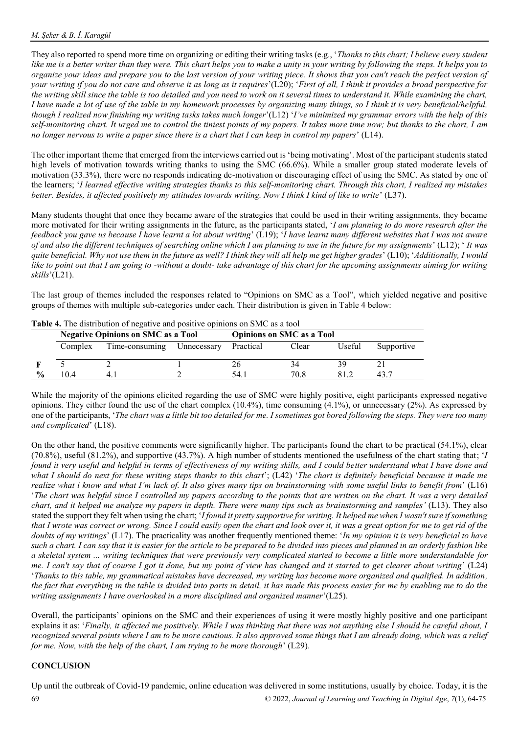They also reported to spend more time on organizing or editing their writing tasks (e.g., '*Thanks to this chart; I believe every student like me is a better writer than they were. This chart helps you to make a unity in your writing by following the steps. It helps you to organize your ideas and prepare you to the last version of your writing piece. It shows that you can't reach the perfect version of your writing if you do not care and observe it as long as it requires*'(L20); '*First of all, I think it provides a broad perspective for the writing skill since the table is too detailed and you need to work on it several times to understand it. While examining the chart, I have made a lot of use of the table in my homework processes by organizing many things, so I think it is very beneficial/helpful, though I realized now finishing my writing tasks takes much longer*'(L12) '*I've minimized my grammar errors with the help of this self-monitoring chart. It urged me to control the tiniest points of my papers. It takes more time now; but thanks to the chart, I am no longer nervous to write a paper since there is a chart that I can keep in control my papers*' (L14).

The other important theme that emerged from the interviews carried out is 'being motivating'. Most of the participant students stated high levels of motivation towards writing thanks to using the SMC (66.6%). While a smaller group stated moderate levels of motivation (33.3%), there were no responds indicating de-motivation or discouraging effect of using the SMC. As stated by one of the learners; '*I learned effective writing strategies thanks to this self-monitoring chart. Through this chart, I realized my mistakes better. Besides, it affected positively my attitudes towards writing. Now I think I kind of like to write*' (L37).

Many students thought that once they became aware of the strategies that could be used in their writing assignments, they became more motivated for their writing assignments in the future, as the participants stated, '*I am planning to do more research after the feedback you gave us because I have learnt a lot about writing*' (L19); '*I have learnt many different websites that I was not aware of and also the different techniques of searching online which I am planning to use in the future for my assignments*' (L12); '*It was quite beneficial. Why not use them in the future as well? I think they will all help me get higher grades*' (L10); '*Additionally, I would like to point out that I am going to -without a doubt- take advantage of this chart for the upcoming assignments aiming for writing skills*'(L21).

The last group of themes included the responses related to "Opinions on SMC as a Tool", which yielded negative and positive groups of themes with multiple sub-categories under each. Their distribution is given in Table 4 below:

**Table 4.** The distribution of negative and positive opinions on SMC as a tool

| | Negative Opinions on SMC as a Tool | | | Opinions on SMC as a Tool | | | |
|---|---|---|---|---|---|---|---|
| | Complex | Time-consuming | Unnecessary | Practical | Clear | Useful | Supportive |
| **F** | 5 | 2 | 1 | 26 | 34 | 39 | 21 |
| **%** | 10.4 | 4.1 | 2 | 54.1 | 70.8 | 81.2 | 43.7 |

While the majority of the opinions elicited regarding the use of SMC were highly positive, eight participants expressed negative opinions. They either found the use of the chart complex (10.4%), time consuming (4.1%), or unnecessary (2%). As expressed by one of the participants, '*The chart was a little bit too detailed for me. I sometimes got bored following the steps. They were too many and complicated*' (L18).

On the other hand, the positive comments were significantly higher. The participants found the chart to be practical (54.1%), clear (70.8%), useful (81.2%), and supportive (43.7%). A high number of students mentioned the usefulness of the chart stating that; '*I found it very useful and helpful in terms of effectiveness of my writing skills, and I could better understand what I have done and what I should do next for these writing steps thanks to this chart*'; (L42) '*The chart is definitely beneficial because it made me realize what i know and what I'm lack of. It also gives many tips on brainstorming with some useful links to benefit from*' (L16) '*The chart was helpful since I controlled my papers according to the points that are written on the chart. It was a very detailed chart, and it helped me analyze my papers in depth. There were many tips such as brainstorming and samples'* (L13). They also stated the support they felt when using the chart; '*I found it pretty supportive for writing. It helped me when I wasn't sure if something that I wrote was correct or wrong. Since I could easily open the chart and look over it, it was a great option for me to get rid of the doubts of my writings*' (L17). The practicality was another frequently mentioned theme: '*In my opinion it is very beneficial to have such a chart. I can say that it is easier for the article to be prepared to be divided into pieces and planned in an orderly fashion like a skeletal system ... writing techniques that were previously very complicated started to become a little more understandable for me. I can't say that of course I got it done, but my point of view has changed and it started to get clearer about writing*' (L24) '*Thanks to this table, my grammatical mistakes have decreased, my writing has become more organized and qualified. In addition, the fact that everything in the table is divided into parts in detail, it has made this process easier for me by enabling me to do the writing assignments I have overlooked in a more disciplined and organized manner*'(L25).

Overall, the participants' opinions on the SMC and their experiences of using it were mostly highly positive and one participant explains it as: '*Finally, it affected me positively. While I was thinking that there was not anything else I should be careful about, I recognized several points where I am to be more cautious. It also approved some things that I am already doing, which was a relief for me. Now, with the help of the chart, I am trying to be more thorough*' (L29).

## CONCLUSION

Up until the outbreak of Covid-19 pandemic, online education was delivered in some institutions, usually by choice. Today, it is the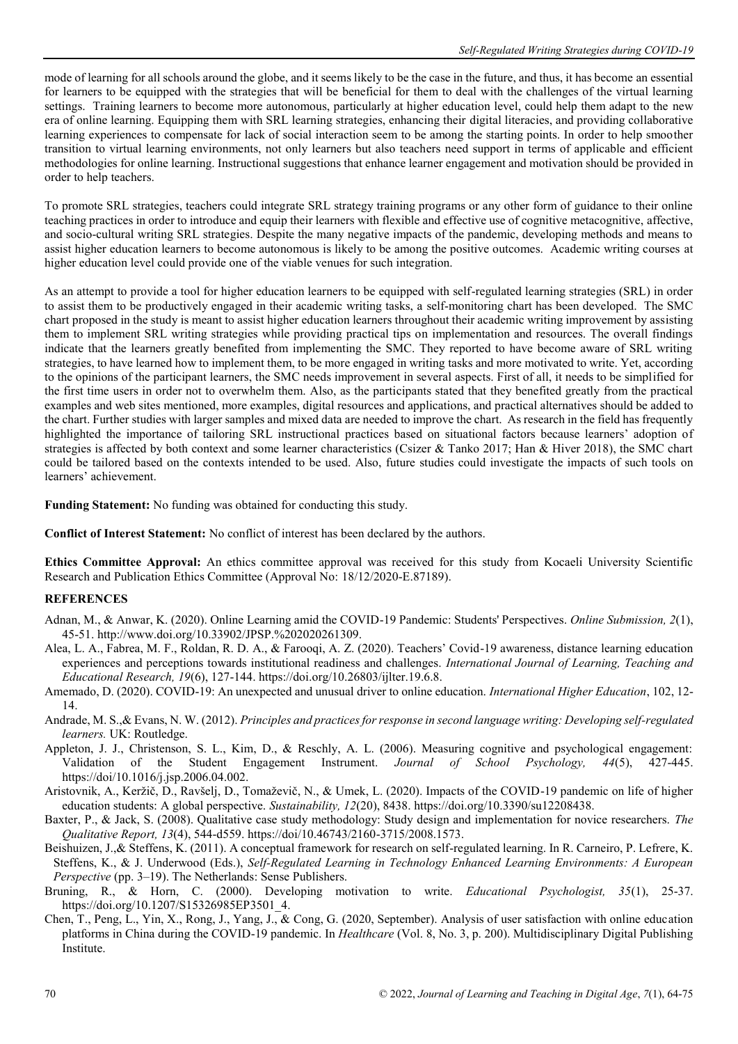mode of learning for all schools around the globe, and it seems likely to be the case in the future, and thus, it has become an essential for learners to be equipped with the strategies that will be beneficial for them to deal with the challenges of the virtual learning settings. Training learners to become more autonomous, particularly at higher education level, could help them adapt to the new era of online learning. Equipping them with SRL learning strategies, enhancing their digital literacies, and providing collaborative learning experiences to compensate for lack of social interaction seem to be among the starting points. In order to help smoother transition to virtual learning environments, not only learners but also teachers need support in terms of applicable and efficient methodologies for online learning. Instructional suggestions that enhance learner engagement and motivation should be provided in order to help teachers.

To promote SRL strategies, teachers could integrate SRL strategy training programs or any other form of guidance to their online teaching practices in order to introduce and equip their learners with flexible and effective use of cognitive metacognitive, affective, and socio-cultural writing SRL strategies. Despite the many negative impacts of the pandemic, developing methods and means to assist higher education learners to become autonomous is likely to be among the positive outcomes. Academic writing courses at higher education level could provide one of the viable venues for such integration.

As an attempt to provide a tool for higher education learners to be equipped with self-regulated learning strategies (SRL) in order to assist them to be productively engaged in their academic writing tasks, a self-monitoring chart has been developed. The SMC chart proposed in the study is meant to assist higher education learners throughout their academic writing improvement by assisting them to implement SRL writing strategies while providing practical tips on implementation and resources. The overall findings indicate that the learners greatly benefited from implementing the SMC. They reported to have become aware of SRL writing strategies, to have learned how to implement them, to be more engaged in writing tasks and more motivated to write. Yet, according to the opinions of the participant learners, the SMC needs improvement in several aspects. First of all, it needs to be simplified for the first time users in order not to overwhelm them. Also, as the participants stated that they benefited greatly from the practical examples and web sites mentioned, more examples, digital resources and applications, and practical alternatives should be added to the chart. Further studies with larger samples and mixed data are needed to improve the chart. As research in the field has frequently highlighted the importance of tailoring SRL instructional practices based on situational factors because learners' adoption of strategies is affected by both context and some learner characteristics (Csizer & Tanko 2017; Han & Hiver 2018), the SMC chart could be tailored based on the contexts intended to be used. Also, future studies could investigate the impacts of such tools on learners' achievement.

**Funding Statement:** No funding was obtained for conducting this study.

**Conflict of Interest Statement:** No conflict of interest has been declared by the authors.

**Ethics Committee Approval:** An ethics committee approval was received for this study from Kocaeli University Scientific Research and Publication Ethics Committee (Approval No: 18/12/2020-E.87189).

## REFERENCES

Adnan, M., & Anwar, K. (2020). Online Learning amid the COVID-19 Pandemic: Students' Perspectives. *Online Submission, 2*(1), 45-51. http://www.doi.org/10.33902/JPSP.%202020261309.

Alea, L. A., Fabrea, M. F., Roldan, R. D. A., & Farooqi, A. Z. (2020). Teachers' Covid-19 awareness, distance learning education experiences and perceptions towards institutional readiness and challenges. *International Journal of Learning, Teaching and Educational Research, 19*(6), 127-144. https://doi.org/10.26803/ijlter.19.6.8.

Amemado, D. (2020). COVID-19: An unexpected and unusual driver to online education. *International Higher Education*, 102, 12-14.

Andrade, M. S.,& Evans, N. W. (2012). *Principles and practices for response in second language writing: Developing self-regulated learners.* UK: Routledge.

Appleton, J. J., Christenson, S. L., Kim, D., & Reschly, A. L. (2006). Measuring cognitive and psychological engagement: Validation of the Student Engagement Instrument. *Journal of School Psychology, 44*(5), 427-445. https://doi/10.1016/j.jsp.2006.04.002.

Aristovnik, A., Keržič, D., Ravšelj, D., Tomaževič, N., & Umek, L. (2020). Impacts of the COVID-19 pandemic on life of higher education students: A global perspective. *Sustainability, 12*(20), 8438. https://doi.org/10.3390/su12208438.

Baxter, P., & Jack, S. (2008). Qualitative case study methodology: Study design and implementation for novice researchers. *The Qualitative Report, 13*(4), 544-d559. https://doi/10.46743/2160-3715/2008.1573.

Beishuizen, J.,& Steffens, K. (2011). A conceptual framework for research on self-regulated learning. In R. Carneiro, P. Lefrere, K. Steffens, K., & J. Underwood (Eds.), *Self-Regulated Learning in Technology Enhanced Learning Environments: A European Perspective* (pp. 3–19). The Netherlands: Sense Publishers.

Bruning, R., & Horn, C. (2000). Developing motivation to write. *Educational Psychologist, 35*(1), 25-37. https://doi.org/10.1207/S15326985EP3501_4.

Chen, T., Peng, L., Yin, X., Rong, J., Yang, J., & Cong, G. (2020, September). Analysis of user satisfaction with online education platforms in China during the COVID-19 pandemic. In *Healthcare* (Vol. 8, No. 3, p. 200). Multidisciplinary Digital Publishing Institute.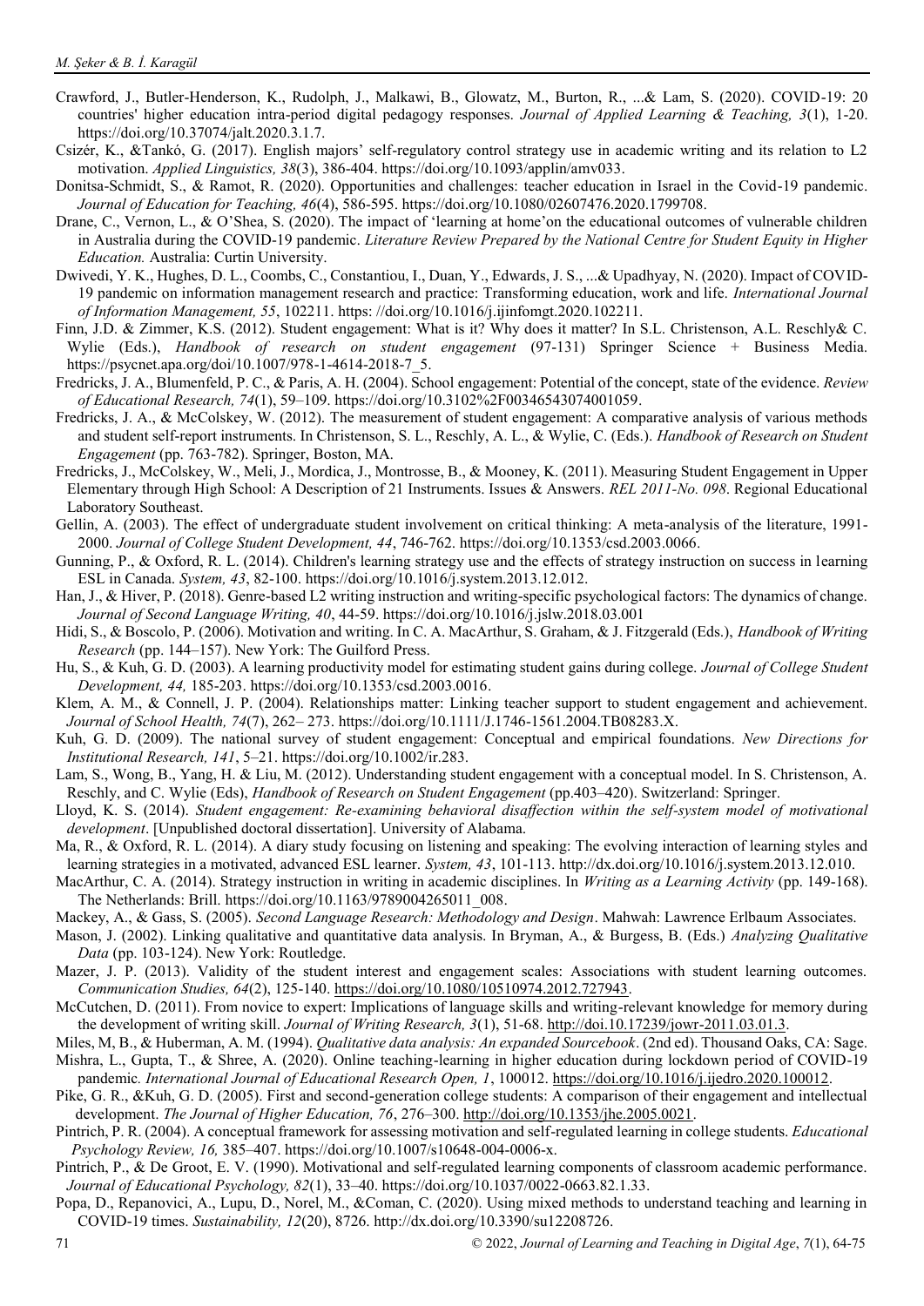Crawford, J., Butler-Henderson, K., Rudolph, J., Malkawi, B., Glowatz, M., Burton, R., ...& Lam, S. (2020). COVID-19: 20 countries' higher education intra-period digital pedagogy responses. *Journal of Applied Learning & Teaching, 3*(1), 1-20. https://doi.org/10.37074/jalt.2020.3.1.7.

Csizér, K., &Tankó, G. (2017). English majors' self-regulatory control strategy use in academic writing and its relation to L2 motivation. *Applied Linguistics, 38*(3), 386-404. https://doi.org/10.1093/applin/amv033.

Donitsa-Schmidt, S., & Ramot, R. (2020). Opportunities and challenges: teacher education in Israel in the Covid-19 pandemic. *Journal of Education for Teaching, 46*(4), 586-595. https://doi.org/10.1080/02607476.2020.1799708.

Drane, C., Vernon, L., & O'Shea, S. (2020). The impact of 'learning at home'on the educational outcomes of vulnerable children in Australia during the COVID-19 pandemic. *Literature Review Prepared by the National Centre for Student Equity in Higher Education.* Australia: Curtin University.

Dwivedi, Y. K., Hughes, D. L., Coombs, C., Constantiou, I., Duan, Y., Edwards, J. S., ...& Upadhyay, N. (2020). Impact of COVID-19 pandemic on information management research and practice: Transforming education, work and life. *International Journal of Information Management, 55*, 102211. https: //doi.org/10.1016/j.ijinfomgt.2020.102211.

Finn, J.D. & Zimmer, K.S. (2012). Student engagement: What is it? Why does it matter? In S.L. Christenson, A.L. Reschly& C. Wylie (Eds.), *Handbook of research on student engagement* (97-131) Springer Science + Business Media. https://psycnet.apa.org/doi/10.1007/978-1-4614-2018-7_5.

Fredricks, J. A., Blumenfeld, P. C., & Paris, A. H. (2004). School engagement: Potential of the concept, state of the evidence. *Review of Educational Research, 74*(1), 59–109. https://doi.org/10.3102%2F00346543074001059.

Fredricks, J. A., & McColskey, W. (2012). The measurement of student engagement: A comparative analysis of various methods and student self-report instruments. In Christenson, S. L., Reschly, A. L., & Wylie, C. (Eds.). *Handbook of Research on Student Engagement* (pp. 763-782). Springer, Boston, MA.

Fredricks, J., McColskey, W., Meli, J., Mordica, J., Montrosse, B., & Mooney, K. (2011). Measuring Student Engagement in Upper Elementary through High School: A Description of 21 Instruments. Issues & Answers. *REL 2011-No. 098*. Regional Educational Laboratory Southeast.

Gellin, A. (2003). The effect of undergraduate student involvement on critical thinking: A meta-analysis of the literature, 1991-2000. *Journal of College Student Development, 44*, 746-762. https://doi.org/10.1353/csd.2003.0066.

Gunning, P., & Oxford, R. L. (2014). Children's learning strategy use and the effects of strategy instruction on success in learning ESL in Canada. *System, 43*, 82-100. https://doi.org/10.1016/j.system.2013.12.012.

Han, J., & Hiver, P. (2018). Genre-based L2 writing instruction and writing-specific psychological factors: The dynamics of change. *Journal of Second Language Writing, 40*, 44-59. https://doi.org/10.1016/j.jslw.2018.03.001

Hidi, S., & Boscolo, P. (2006). Motivation and writing. In C. A. MacArthur, S. Graham, & J. Fitzgerald (Eds.), *Handbook of Writing Research* (pp. 144–157). New York: The Guilford Press.

Hu, S., & Kuh, G. D. (2003). A learning productivity model for estimating student gains during college. *Journal of College Student Development, 44,* 185-203. https://doi.org/10.1353/csd.2003.0016.

Klem, A. M., & Connell, J. P. (2004). Relationships matter: Linking teacher support to student engagement and achievement. *Journal of School Health, 74*(7), 262– 273. https://doi.org/10.1111/J.1746-1561.2004.TB08283.X.

Kuh, G. D. (2009). The national survey of student engagement: Conceptual and empirical foundations. *New Directions for Institutional Research, 141*, 5–21. https://doi.org/10.1002/ir.283.

Lam, S., Wong, B., Yang, H. & Liu, M. (2012). Understanding student engagement with a conceptual model. In S. Christenson, A. Reschly, and C. Wylie (Eds), *Handbook of Research on Student Engagement* (pp.403–420). Switzerland: Springer.

Lloyd, K. S. (2014). *Student engagement: Re-examining behavioral disaffection within the self-system model of motivational development*. [Unpublished doctoral dissertation]. University of Alabama.

Ma, R., & Oxford, R. L. (2014). A diary study focusing on listening and speaking: The evolving interaction of learning styles and learning strategies in a motivated, advanced ESL learner. *System, 43*, 101-113. http://dx.doi.org/10.1016/j.system.2013.12.010.

MacArthur, C. A. (2014). Strategy instruction in writing in academic disciplines. In *Writing as a Learning Activity* (pp. 149-168). The Netherlands: Brill. https://doi.org/10.1163/9789004265011_008.

Mackey, A., & Gass, S. (2005). *Second Language Research: Methodology and Design*. Mahwah: Lawrence Erlbaum Associates.

Mason, J. (2002). Linking qualitative and quantitative data analysis. In Bryman, A., & Burgess, B. (Eds.) *Analyzing Qualitative Data* (pp. 103-124). New York: Routledge.

Mazer, J. P. (2013). Validity of the student interest and engagement scales: Associations with student learning outcomes. *Communication Studies, 64*(2), 125-140. https://doi.org/10.1080/10510974.2012.727943.

McCutchen, D. (2011). From novice to expert: Implications of language skills and writing-relevant knowledge for memory during the development of writing skill. *Journal of Writing Research, 3*(1), 51-68. http://doi.10.17239/jowr-2011.03.01.3.

Miles, M, B., & Huberman, A. M. (1994). *Qualitative data analysis: An expanded Sourcebook*. (2nd ed). Thousand Oaks, CA: Sage.

Mishra, L., Gupta, T., & Shree, A. (2020). Online teaching-learning in higher education during lockdown period of COVID-19 pandemic. *International Journal of Educational Research Open, 1*, 100012. https://doi.org/10.1016/j.ijedro.2020.100012.

Pike, G. R., &Kuh, G. D. (2005). First and second-generation college students: A comparison of their engagement and intellectual development. *The Journal of Higher Education, 76*, 276–300. http://doi.org/10.1353/jhe.2005.0021.

Pintrich, P. R. (2004). A conceptual framework for assessing motivation and self-regulated learning in college students. *Educational Psychology Review, 16,* 385–407. https://doi.org/10.1007/s10648-004-0006-x.

Pintrich, P., & De Groot, E. V. (1990). Motivational and self-regulated learning components of classroom academic performance. *Journal of Educational Psychology, 82*(1), 33–40. https://doi.org/10.1037/0022-0663.82.1.33.

Popa, D., Repanovici, A., Lupu, D., Norel, M., &Coman, C. (2020). Using mixed methods to understand teaching and learning in COVID-19 times. *Sustainability, 12*(20), 8726. http://dx.doi.org/10.3390/su12208726.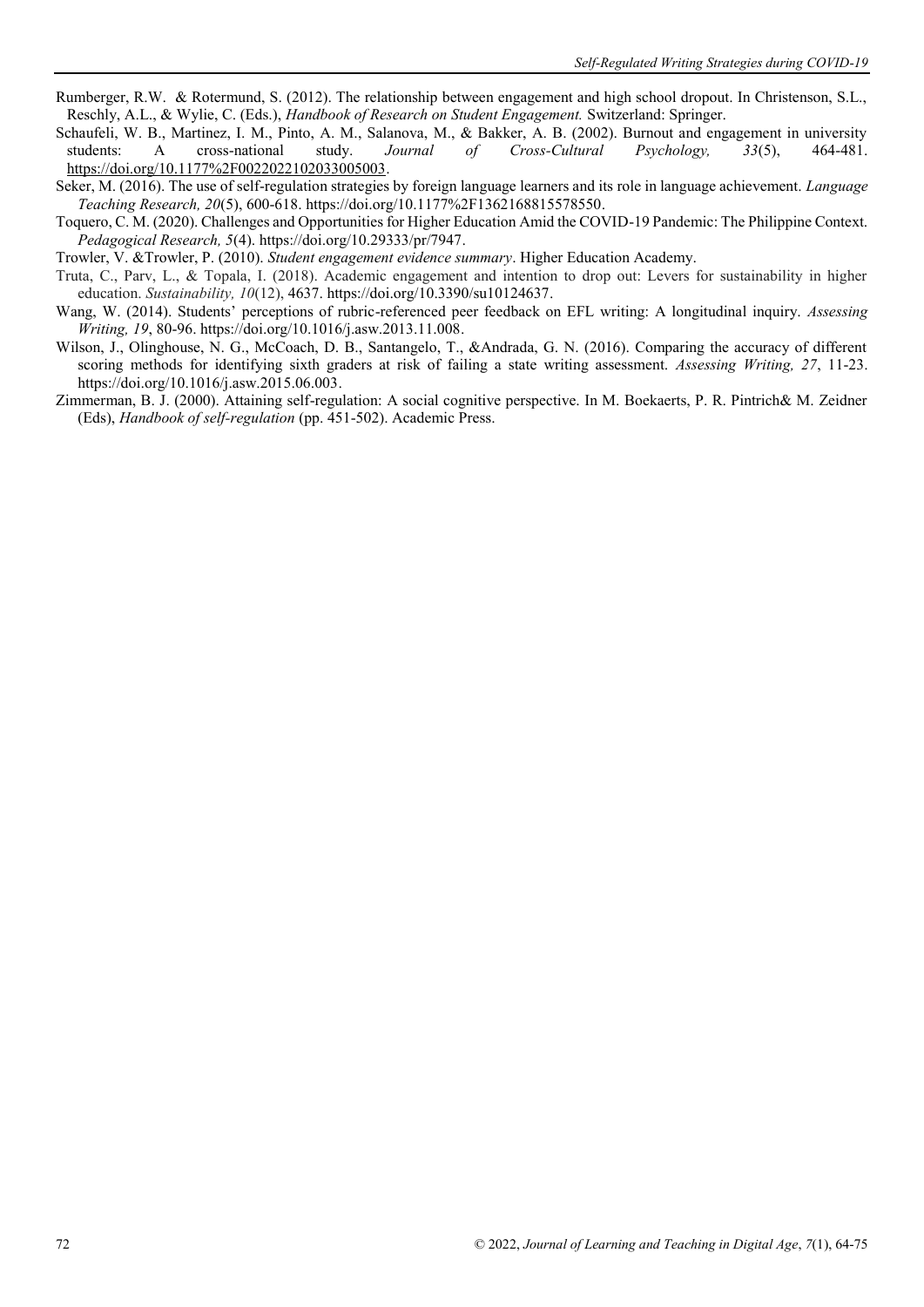Rumberger, R.W. & Rotermund, S. (2012). The relationship between engagement and high school dropout. In Christenson, S.L., Reschly, A.L., & Wylie, C. (Eds.), *Handbook of Research on Student Engagement.* Switzerland: Springer.

Schaufeli, W. B., Martinez, I. M., Pinto, A. M., Salanova, M., & Bakker, A. B. (2002). Burnout and engagement in university students: A cross-national study. *Journal of Cross-Cultural Psychology, 33*(5), 464-481. https://doi.org/10.1177%2F0022022102033005003.

Seker, M. (2016). The use of self-regulation strategies by foreign language learners and its role in language achievement. *Language Teaching Research, 20*(5), 600-618. https://doi.org/10.1177%2F1362168815578550.

Toquero, C. M. (2020). Challenges and Opportunities for Higher Education Amid the COVID-19 Pandemic: The Philippine Context. *Pedagogical Research, 5*(4). https://doi.org/10.29333/pr/7947.

Trowler, V. &Trowler, P. (2010). *Student engagement evidence summary*. Higher Education Academy.

Truta, C., Parv, L., & Topala, I. (2018). Academic engagement and intention to drop out: Levers for sustainability in higher education. *Sustainability, 10*(12), 4637. https://doi.org/10.3390/su10124637.

Wang, W. (2014). Students' perceptions of rubric-referenced peer feedback on EFL writing: A longitudinal inquiry. *Assessing Writing, 19*, 80-96. https://doi.org/10.1016/j.asw.2013.11.008.

Wilson, J., Olinghouse, N. G., McCoach, D. B., Santangelo, T., &Andrada, G. N. (2016). Comparing the accuracy of different scoring methods for identifying sixth graders at risk of failing a state writing assessment. *Assessing Writing, 27*, 11-23. https://doi.org/10.1016/j.asw.2015.06.003.

Zimmerman, B. J. (2000). Attaining self-regulation: A social cognitive perspective. In M. Boekaerts, P. R. Pintrich& M. Zeidner (Eds), *Handbook of self-regulation* (pp. 451-502). Academic Press.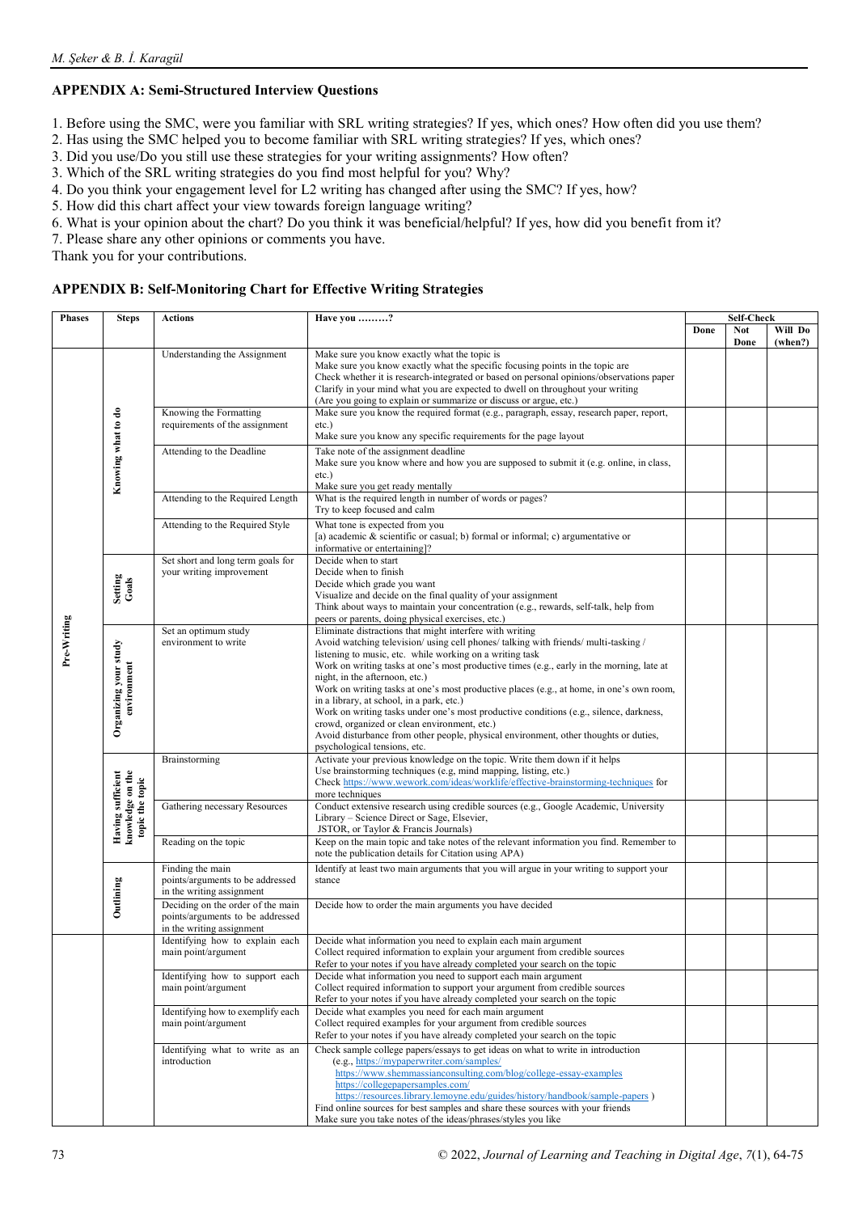## APPENDIX A: Semi-Structured Interview Questions

1. Before using the SMC, were you familiar with SRL writing strategies? If yes, which ones? How often did you use them?
2. Has using the SMC helped you to become familiar with SRL writing strategies? If yes, which ones?
3. Did you use/Do you still use these strategies for your writing assignments? How often?
3. Which of the SRL writing strategies do you find most helpful for you? Why?
4. Do you think your engagement level for L2 writing has changed after using the SMC? If yes, how?
5. How did this chart affect your view towards foreign language writing?
6. What is your opinion about the chart? Do you think it was beneficial/helpful? If yes, how did you benefit from it?
7. Please share any other opinions or comments you have.

Thank you for your contributions.

## APPENDIX B: Self-Monitoring Chart for Effective Writing Strategies

| Phases | Steps | Actions | Have you ………? | Self-Check | | |
|---|---|---|---|---|---|---|
| | | | | Done | Not Done | Will Do (when?) |
| Pre-Writing | Knowing what to do | Understanding the Assignment | Make sure you know exactly what the topic is<br>Make sure you know exactly what the specific focusing points in the topic are<br>Check whether it is research-integrated or based on personal opinions/observations paper<br>Clarify in your mind what you are expected to dwell on throughout your writing<br>(Are you going to explain or summarize or discuss or argue, etc.) | | | |
| | | Knowing the Formatting requirements of the assignment | Make sure you know the required format (e.g., paragraph, essay, research paper, report, etc.)<br>Make sure you know any specific requirements for the page layout | | | |
| | | Attending to the Deadline | Take note of the assignment deadline<br>Make sure you know where and how you are supposed to submit it (e.g. online, in class, etc.)<br>Make sure you get ready mentally | | | |
| | | Attending to the Required Length | What is the required length in number of words or pages?<br>Try to keep focused and calm | | | |
| | | Attending to the Required Style | What tone is expected from you<br>[a) academic & scientific or casual; b) formal or informal; c) argumentative or informative or entertaining]? | | | |
| | Setting Goals | Set short and long term goals for your writing improvement | Decide when to start<br>Decide when to finish<br>Decide which grade you want<br>Visualize and decide on the final quality of your assignment<br>Think about ways to maintain your concentration (e.g., rewards, self-talk, help from peers or parents, doing physical exercises, etc.) | | | |
| | Organizing your study environment | Set an optimum study environment to write | Eliminate distractions that might interfere with writing<br>Avoid watching television/ using cell phones/ talking with friends/ multi-tasking / listening to music, etc. while working on a writing task<br>Work on writing tasks at one's most productive times (e.g., early in the morning, late at night, in the afternoon, etc.)<br>Work on writing tasks at one's most productive places (e.g., at home, in one's own room, in a library, at school, in a park, etc.)<br>Work on writing tasks under one's most productive conditions (e.g., silence, darkness, crowd, organized or clean environment, etc.)<br>Avoid disturbance from other people, physical environment, other thoughts or duties, psychological tensions, etc. | | | |
| | Having sufficient knowledge on the topic the topic | Brainstorming | Activate your previous knowledge on the topic. Write them down if it helps<br>Use brainstorming techniques (e.g, mind mapping, listing, etc.)<br>Check https://www.wework.com/ideas/worklife/effective-brainstorming-techniques for more techniques | | | |
| | | Gathering necessary Resources | Conduct extensive research using credible sources (e.g., Google Academic, University Library – Science Direct or Sage, Elsevier, JSTOR, or Taylor & Francis Journals) | | | |
| | | Reading on the topic | Keep on the main topic and take notes of the relevant information you find. Remember to note the publication details for Citation using APA) | | | |
| | Outlining | Finding the main points/arguments to be addressed in the writing assignment | Identify at least two main arguments that you will argue in your writing to support your stance | | | |
| | | Deciding on the order of the main points/arguments to be addressed in the writing assignment | Decide how to order the main arguments you have decided | | | |
| | | Identifying how to explain each main point/argument | Decide what information you need to explain each main argument<br>Collect required information to explain your argument from credible sources<br>Refer to your notes if you have already completed your search on the topic | | | |
| | | Identifying how to support each main point/argument | Decide what information you need to support each main argument<br>Collect required information to support your argument from credible sources<br>Refer to your notes if you have already completed your search on the topic | | | |
| | | Identifying how to exemplify each main point/argument | Decide what examples you need for each main argument<br>Collect required examples for your argument from credible sources<br>Refer to your notes if you have already completed your search on the topic | | | |
| | | Identifying what to write as an introduction | Check sample college papers/essays to get ideas on what to write in introduction<br>(e.g., https://mypaperwriter.com/samples/<br>https://www.shemmassianconsulting.com/blog/college-essay-examples<br>https://collegepapersamples.com/<br>https://resources.library.lemoyne.edu/guides/history/handbook/sample-papers )<br>Find online sources for best samples and share these sources with your friends<br>Make sure you take notes of the ideas/phrases/styles you like | | | |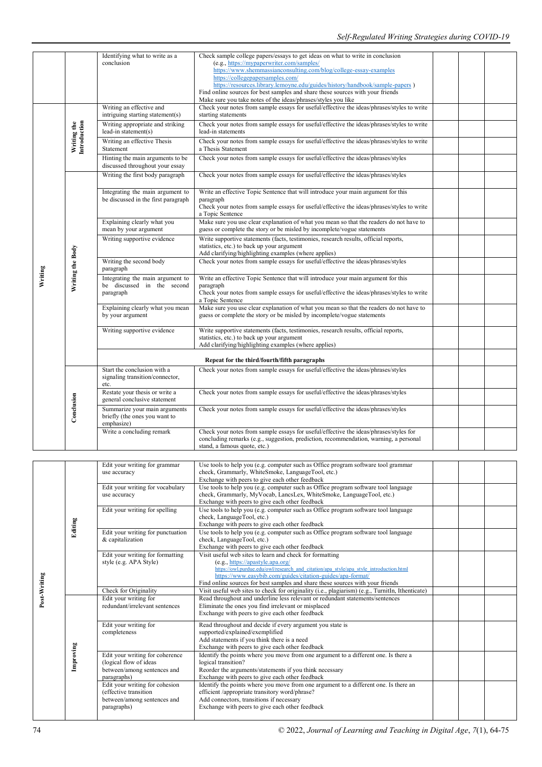| | | | | | | |
|---|---|---|---|---|---|---|
| | | Identifying what to write as a conclusion | Check sample college papers/essays to get ideas on what to write in conclusion (e.g., https://mypaperwriter.com/samples/ https://www.shemmassianconsulting.com/blog/college-essay-examples https://collegepapersamples.com/ https://resources.library.lemoyne.edu/guides/history/handbook/sample-papers ) Find online sources for best samples and share these sources with your friends Make sure you take notes of the ideas/phrases/styles you like | | | |
| Writing | Writing the Introduction | Writing an effective and intriguing starting statement(s) | Check your notes from sample essays for useful/effective the ideas/phrases/styles to write starting statements | | | |
| | | Writing appropriate and striking lead-in statement(s) | Check your notes from sample essays for useful/effective the ideas/phrases/styles to write lead-in statements | | | |
| | | Writing an effective Thesis Statement | Check your notes from sample essays for useful/effective the ideas/phrases/styles to write a Thesis Statement | | | |
| | | Hinting the main arguments to be discussed throughout your essay | Check your notes from sample essays for useful/effective the ideas/phrases/styles | | | |
| | Writing the Body | Writing the first body paragraph | Check your notes from sample essays for useful/effective the ideas/phrases/styles | | | |
| | | Integrating the main argument to be discussed in the first paragraph | Write an effective Topic Sentence that will introduce your main argument for this paragraph Check your notes from sample essays for useful/effective the ideas/phrases/styles to write a Topic Sentence | | | |
| | | Explaining clearly what you mean by your argument | Make sure you use clear explanation of what you mean so that the readers do not have to guess or complete the story or be misled by incomplete/vogue statements | | | |
| | | Writing supportive evidence | Write supportive statements (facts, testimonies, research results, official reports, statistics, etc.) to back up your argument Add clarifying/highlighting examples (where applies) | | | |
| | | Writing the second body paragraph | Check your notes from sample essays for useful/effective the ideas/phrases/styles | | | |
| | | Integrating the main argument to be discussed in the second paragraph | Write an effective Topic Sentence that will introduce your main argument for this paragraph Check your notes from sample essays for useful/effective the ideas/phrases/styles to write a Topic Sentence | | | |
| | | Explaining clearly what you mean by your argument | Make sure you use clear explanation of what you mean so that the readers do not have to guess or complete the story or be misled by incomplete/vogue statements | | | |
| | | Writing supportive evidence | Write supportive statements (facts, testimonies, research results, official reports, statistics, etc.) to back up your argument Add clarifying/highlighting examples (where applies) | | | |
| | | **Repeat for the third/fourth/fifth paragraphs** | | | | |
| | Conclusion | Start the conclusion with a signaling transition/connector, etc. | Check your notes from sample essays for useful/effective the ideas/phrases/styles | | | |
| | | Restate your thesis or write a general conclusive statement | Check your notes from sample essays for useful/effective the ideas/phrases/styles | | | |
| | | Summarize your main arguments briefly (the ones you want to emphasize) | Check your notes from sample essays for useful/effective the ideas/phrases/styles | | | |
| | | Write a concluding remark | Check your notes from sample essays for useful/effective the ideas/phrases/styles for concluding remarks (e.g., suggestion, prediction, recommendation, warning, a personal stand, a famous quote, etc.) | | | |

| | | | | | | |
|---|---|---|---|---|---|---|
| Post-Writing | Editing | Edit your writing for grammar use accuracy | Use tools to help you (e.g. computer such as Office program software tool grammar check, Grammarly, WhiteSmoke, LanguageTool, etc.) Exchange with peers to give each other feedback | | | |
| | | Edit your writing for vocabulary use accuracy | Use tools to help you (e.g. computer such as Office program software tool language check, Grammarly, MyVocab, LancsLex, WhiteSmoke, LanguageTool, etc.) Exchange with peers to give each other feedback | | | |
| | | Edit your writing for spelling | Use tools to help you (e.g. computer such as Office program software tool language check, LanguageTool, etc.) Exchange with peers to give each other feedback | | | |
| | | Edit your writing for punctuation & capitalization | Use tools to help you (e.g. computer such as Office program software tool language check, LanguageTool, etc.) Exchange with peers to give each other feedback | | | |
| | | Edit your writing for formatting style (e.g. APA Style) | Visit useful web sites to learn and check for formatting (e.g., https://apastyle.apa.org/ https://owl.purdue.edu/owl/research_and_citation/apa_style/apa_style_introduction.html https://www.easybib.com/guides/citation-guides/apa-format/ Find online sources for best samples and share these sources with your friends | | | |
| | | Check for Originality | Visit useful web sites to check for originality (i.e., plagiarism) (e.g., TurnitIn, Ithenticate) | | | |
| | Improving | Edit your writing for redundant/irrelevant sentences | Read throughout and underline less relevant or redundant statements/sentences Eliminate the ones you find irrelevant or misplaced Exchange with peers to give each other feedback | | | |
| | | Edit your writing for completeness | Read throughout and decide if every argument you state is supported/explained/exemplified Add statements if you think there is a need Exchange with peers to give each other feedback | | | |
| | | Edit your writing for coherence (logical flow of ideas between/among sentences and paragraphs) | Identify the points where you move from one argument to a different one. Is there a logical transition? Reorder the arguments/statements if you think necessary Exchange with peers to give each other feedback | | | |
| | | Edit your writing for cohesion (effective transition between/among sentences and paragraphs) | Identify the points where you move from one argument to a different one. Is there an efficient /appropriate transitory word/phrase? Add connectors, transitions if necessary Exchange with peers to give each other feedback | | | |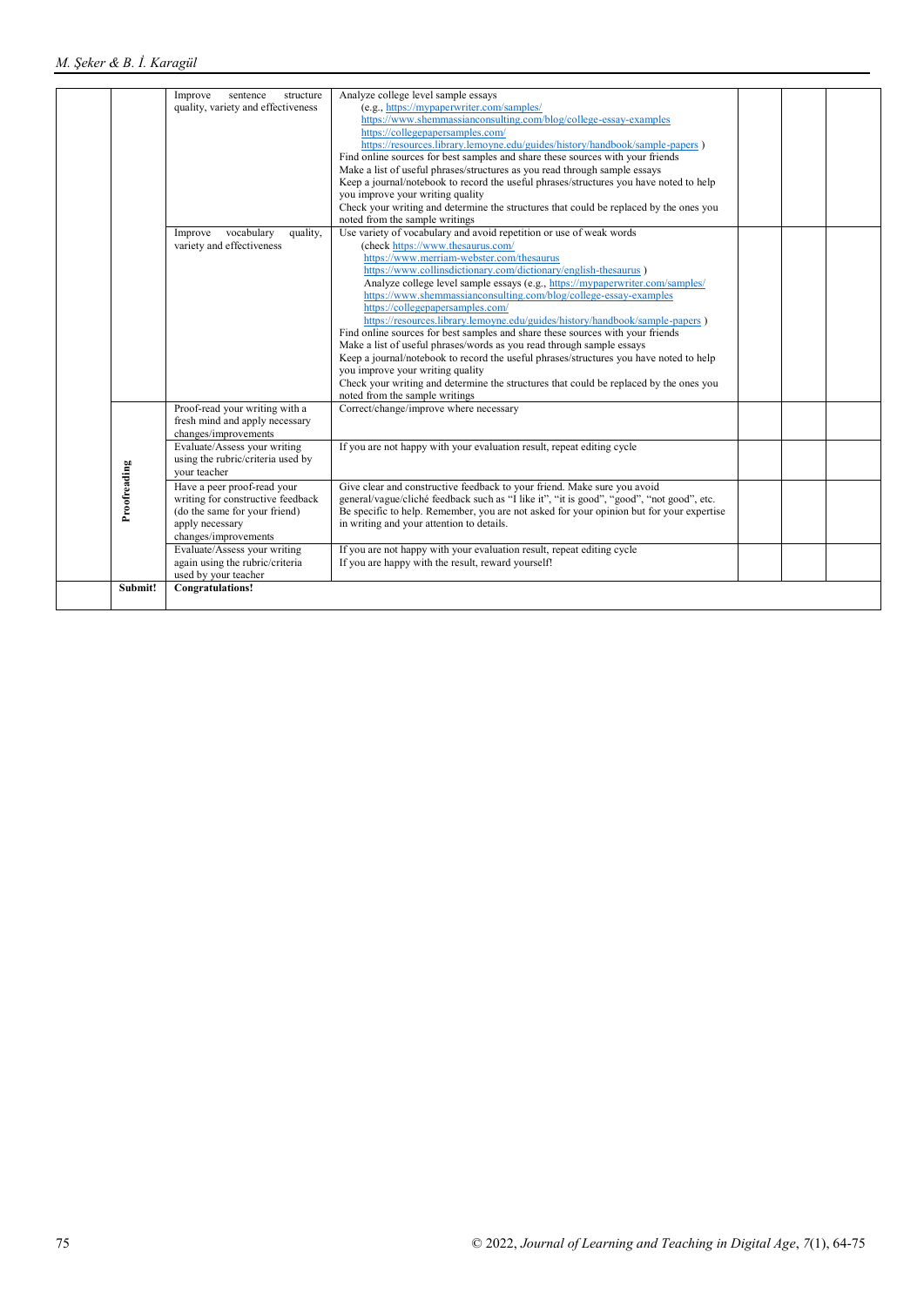| | | | | | | |
|---|---|---|---|---|---|---|
| | | Improve sentence structure quality, variety and effectiveness | Analyze college level sample essays (e.g., https://mypaperwriter.com/samples/ https://www.shemmassianconsulting.com/blog/college-essay-examples https://collegepapersamples.com/ https://resources.library.lemoyne.edu/guides/history/handbook/sample-papers )<br>Find online sources for best samples and share these sources with your friends<br>Make a list of useful phrases/structures as you read through sample essays<br>Keep a journal/notebook to record the useful phrases/structures you have noted to help you improve your writing quality<br>Check your writing and determine the structures that could be replaced by the ones you noted from the sample writings | | | |
| | | Improve vocabulary quality, variety and effectiveness | Use variety of vocabulary and avoid repetition or use of weak words (check https://www.thesaurus.com/ https://www.merriam-webster.com/thesaurus https://www.collinsdictionary.com/dictionary/english-thesaurus )<br>Analyze college level sample essays (e.g., https://mypaperwriter.com/samples/ https://www.shemmassianconsulting.com/blog/college-essay-examples https://collegepapersamples.com/ https://resources.library.lemoyne.edu/guides/history/handbook/sample-papers )<br>Find online sources for best samples and share these sources with your friends<br>Make a list of useful phrases/words as you read through sample essays<br>Keep a journal/notebook to record the useful phrases/structures you have noted to help you improve your writing quality<br>Check your writing and determine the structures that could be replaced by the ones you noted from the sample writings | | | |
| | **Proofreading** | Proof-read your writing with a fresh mind and apply necessary changes/improvements | Correct/change/improve where necessary | | | |
| | | Evaluate/Assess your writing using the rubric/criteria used by your teacher | If you are not happy with your evaluation result, repeat editing cycle | | | |
| | | Have a peer proof-read your writing for constructive feedback (do the same for your friend) apply necessary changes/improvements | Give clear and constructive feedback to your friend. Make sure you avoid general/vague/cliché feedback such as "I like it", "it is good", "good", "not good", etc. Be specific to help. Remember, you are not asked for your opinion but for your expertise in writing and your attention to details. | | | |
| | | Evaluate/Assess your writing again using the rubric/criteria used by your teacher | If you are not happy with your evaluation result, repeat editing cycle<br>If you are happy with the result, reward yourself! | | | |
| | **Submit!** | **Congratulations!** | | | | |